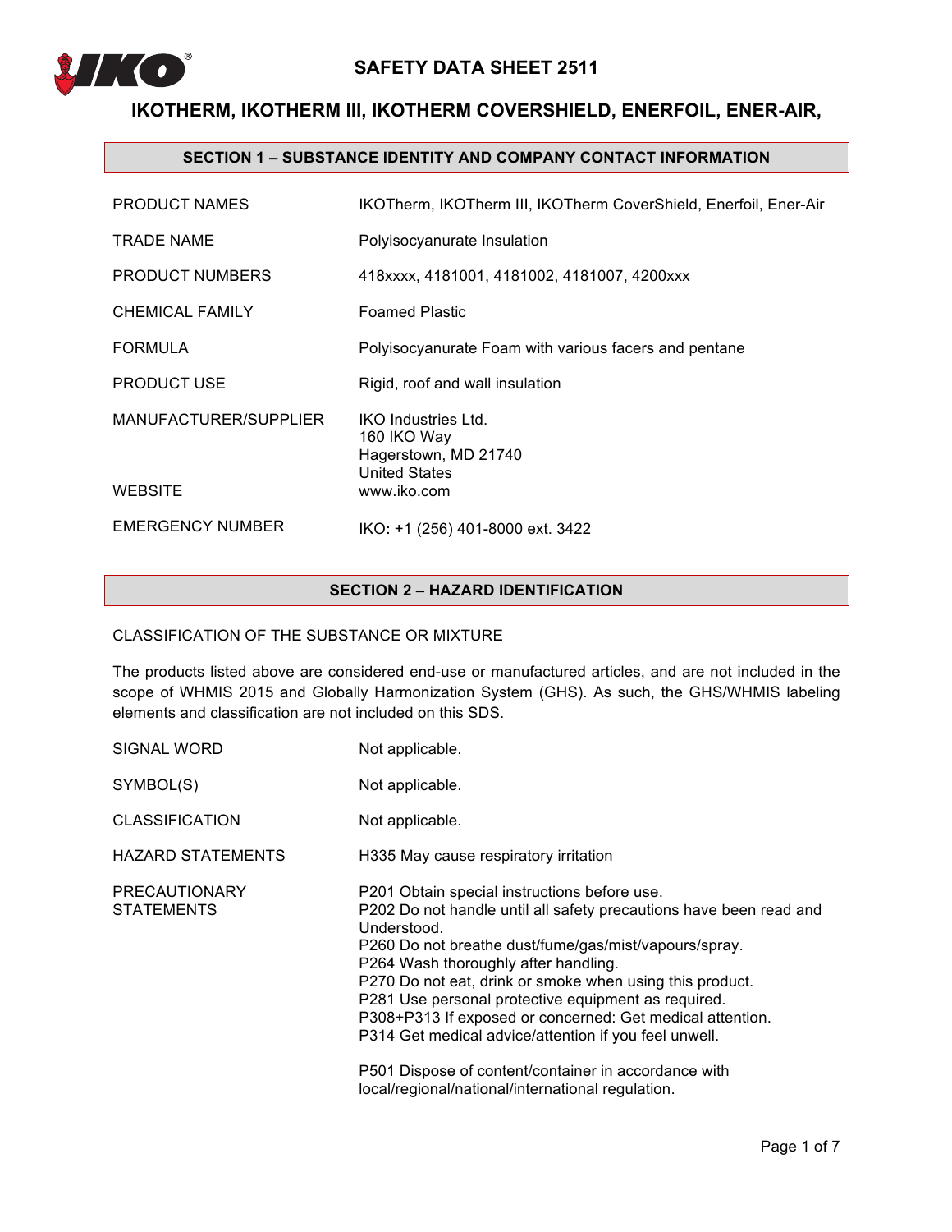# SAFETY DATA SHEET 2511

## IKOTHERM, IKOTHERM III, IKOTHERM COVERSHIELD, ENERFOIL, ENER-AIR,

### SECTION 1 – SUBSTANCE IDENTITY AND COMPANY CONTACT INFORMATION

| | |
|---|---|
| PRODUCT NAMES | IKOTherm, IKOTherm III, IKOTherm CoverShield, Enerfoil, Ener-Air |
| TRADE NAME | Polyisocyanurate Insulation |
| PRODUCT NUMBERS | 418xxxx, 4181001, 4181002, 4181007, 4200xxx |
| CHEMICAL FAMILY | Foamed Plastic |
| FORMULA | Polyisocyanurate Foam with various facers and pentane |
| PRODUCT USE | Rigid, roof and wall insulation |
| MANUFACTURER/SUPPLIER | IKO Industries Ltd.<br>160 IKO Way<br>Hagerstown, MD 21740<br>United States |
| WEBSITE | www.iko.com |
| EMERGENCY NUMBER | IKO: +1 (256) 401-8000 ext. 3422 |

### SECTION 2 – HAZARD IDENTIFICATION

CLASSIFICATION OF THE SUBSTANCE OR MIXTURE

The products listed above are considered end-use or manufactured articles, and are not included in the scope of WHMIS 2015 and Globally Harmonization System (GHS). As such, the GHS/WHMIS labeling elements and classification are not included on this SDS.

| | |
|---|---|
| SIGNAL WORD | Not applicable. |
| SYMBOL(S) | Not applicable. |
| CLASSIFICATION | Not applicable. |
| HAZARD STATEMENTS | H335 May cause respiratory irritation |
| PRECAUTIONARY STATEMENTS | P201 Obtain special instructions before use.<br>P202 Do not handle until all safety precautions have been read and Understood.<br>P260 Do not breathe dust/fume/gas/mist/vapours/spray.<br>P264 Wash thoroughly after handling.<br>P270 Do not eat, drink or smoke when using this product.<br>P281 Use personal protective equipment as required.<br>P308+P313 If exposed or concerned: Get medical attention.<br>P314 Get medical advice/attention if you feel unwell.<br><br>P501 Dispose of content/container in accordance with local/regional/national/international regulation. |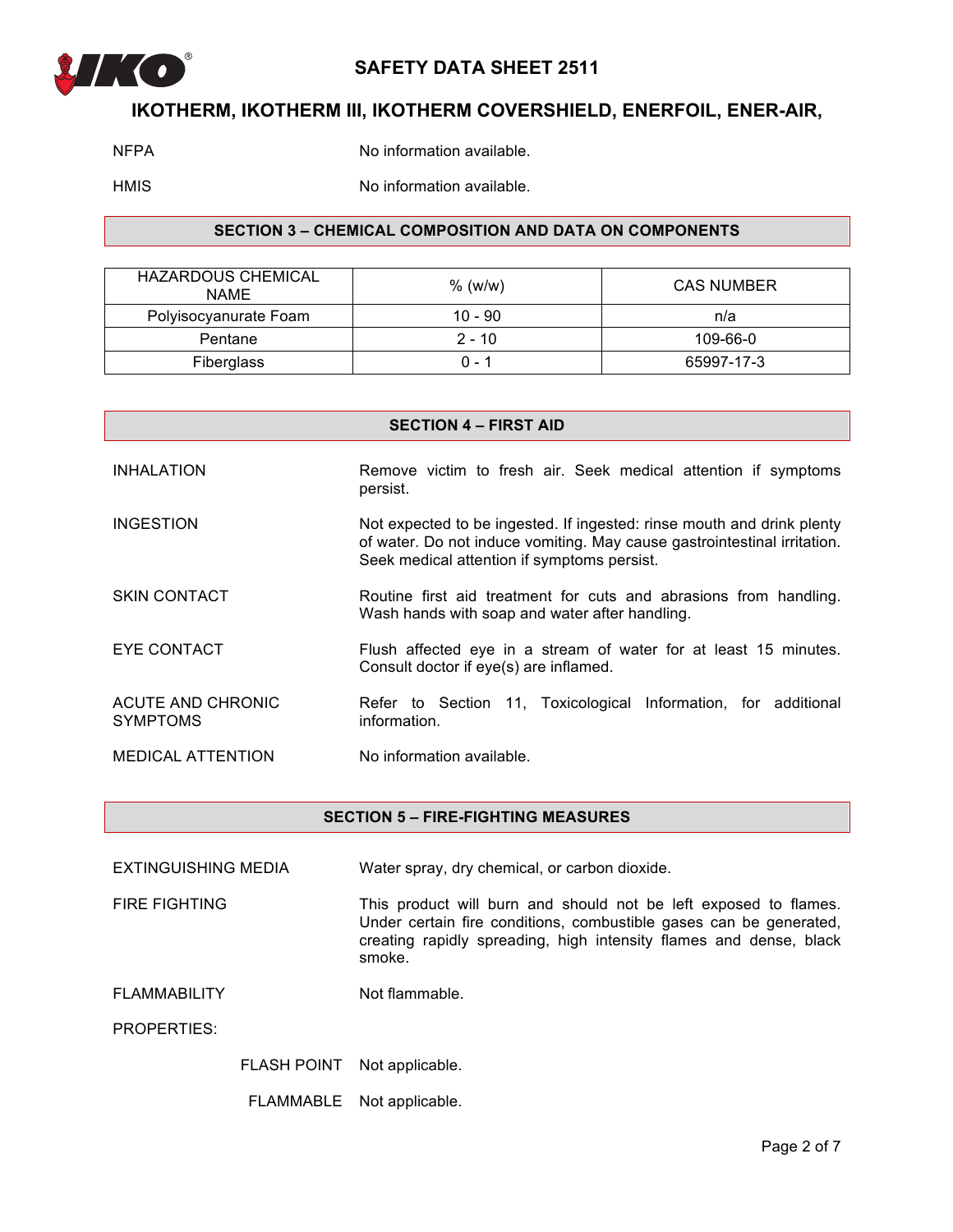NFPA No information available.

HMIS No information available.

## SECTION 3 – CHEMICAL COMPOSITION AND DATA ON COMPONENTS

| HAZARDOUS CHEMICAL NAME | % (w/w) | CAS NUMBER |
|---|---|---|
| Polyisocyanurate Foam | 10 - 90 | n/a |
| Pentane | 2 - 10 | 109-66-0 |
| Fiberglass | 0 - 1 | 65997-17-3 |

## SECTION 4 – FIRST AID

INHALATION Remove victim to fresh air. Seek medical attention if symptoms persist.

INGESTION Not expected to be ingested. If ingested: rinse mouth and drink plenty of water. Do not induce vomiting. May cause gastrointestinal irritation. Seek medical attention if symptoms persist.

SKIN CONTACT Routine first aid treatment for cuts and abrasions from handling. Wash hands with soap and water after handling.

EYE CONTACT Flush affected eye in a stream of water for at least 15 minutes. Consult doctor if eye(s) are inflamed.

ACUTE AND CHRONIC SYMPTOMS Refer to Section 11, Toxicological Information, for additional information.

MEDICAL ATTENTION No information available.

## SECTION 5 – FIRE-FIGHTING MEASURES

EXTINGUISHING MEDIA Water spray, dry chemical, or carbon dioxide.

FIRE FIGHTING This product will burn and should not be left exposed to flames. Under certain fire conditions, combustible gases can be generated, creating rapidly spreading, high intensity flames and dense, black smoke.

FLAMMABILITY Not flammable.

PROPERTIES:

FLASH POINT Not applicable.

FLAMMABLE Not applicable.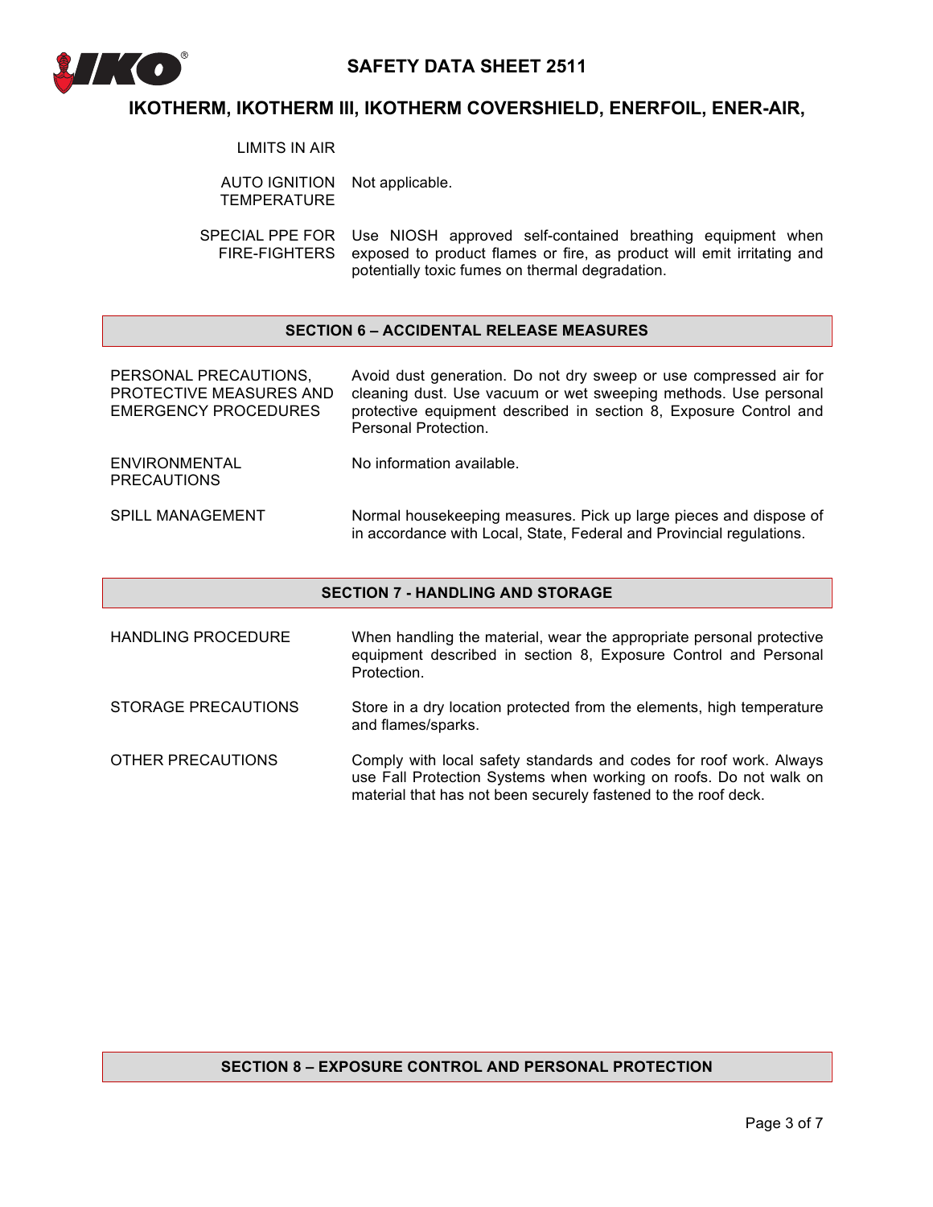| | |
|---|---|
| LIMITS IN AIR | |
| AUTO IGNITION TEMPERATURE | Not applicable. |
| SPECIAL PPE FOR FIRE-FIGHTERS | Use NIOSH approved self-contained breathing equipment when exposed to product flames or fire, as product will emit irritating and potentially toxic fumes on thermal degradation. |

## SECTION 6 – ACCIDENTAL RELEASE MEASURES

| | |
|---|---|
| PERSONAL PRECAUTIONS, PROTECTIVE MEASURES AND EMERGENCY PROCEDURES | Avoid dust generation. Do not dry sweep or use compressed air for cleaning dust. Use vacuum or wet sweeping methods. Use personal protective equipment described in section 8, Exposure Control and Personal Protection. |
| ENVIRONMENTAL PRECAUTIONS | No information available. |
| SPILL MANAGEMENT | Normal housekeeping measures. Pick up large pieces and dispose of in accordance with Local, State, Federal and Provincial regulations. |

## SECTION 7 - HANDLING AND STORAGE

| | |
|---|---|
| HANDLING PROCEDURE | When handling the material, wear the appropriate personal protective equipment described in section 8, Exposure Control and Personal Protection. |
| STORAGE PRECAUTIONS | Store in a dry location protected from the elements, high temperature and flames/sparks. |
| OTHER PRECAUTIONS | Comply with local safety standards and codes for roof work. Always use Fall Protection Systems when working on roofs. Do not walk on material that has not been securely fastened to the roof deck. |

## SECTION 8 – EXPOSURE CONTROL AND PERSONAL PROTECTION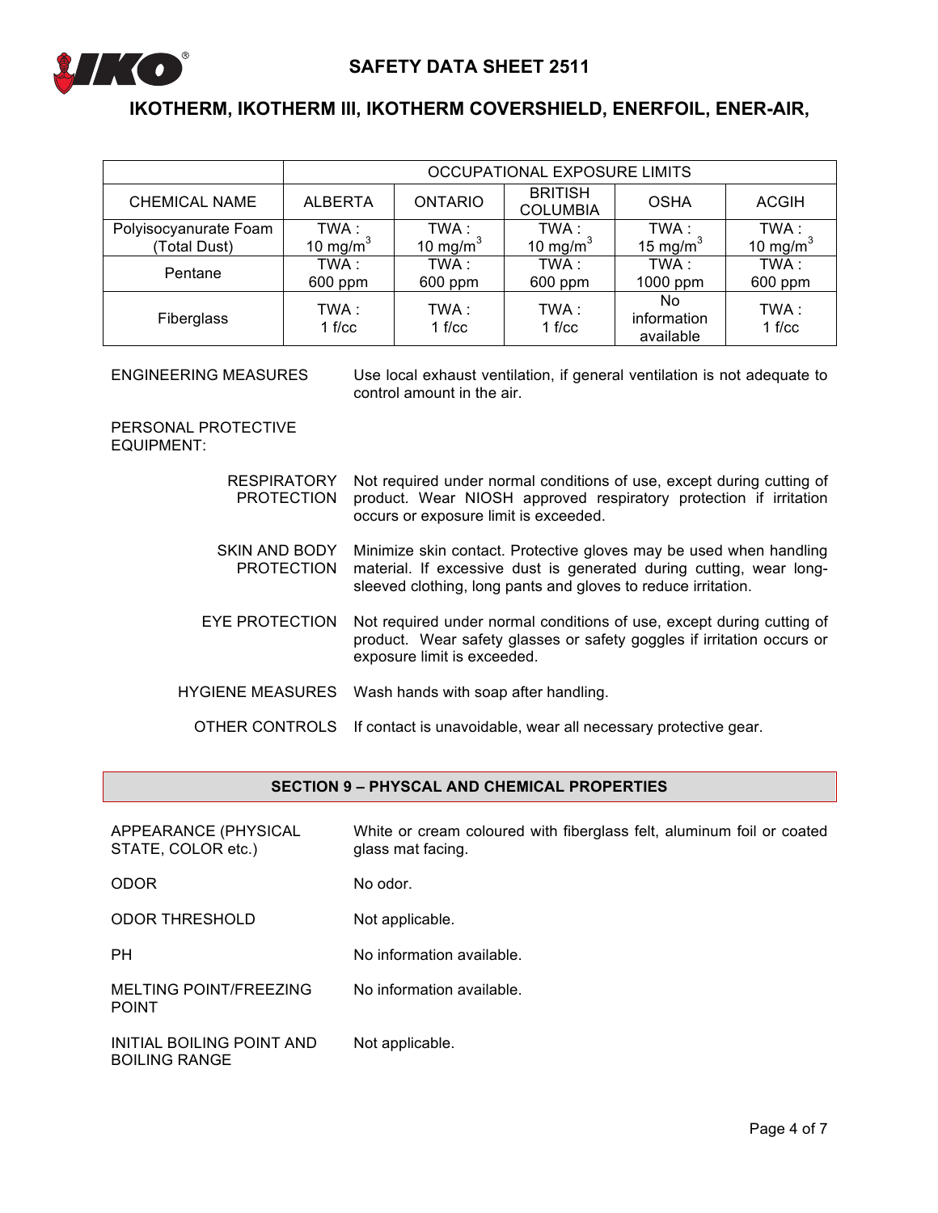| CHEMICAL NAME | OCCUPATIONAL EXPOSURE LIMITS | | | | |
|---|---|---|---|---|---|
| | ALBERTA | ONTARIO | BRITISH COLUMBIA | OSHA | ACGIH |
| Polyisocyanurate Foam (Total Dust) | TWA : 10 $mg/m^3$ | TWA : 10 $mg/m^3$ | TWA : 10 $mg/m^3$ | TWA : 15 $mg/m^3$ | TWA : 10 $mg/m^3$ |
| Pentane | TWA : 600 ppm | TWA : 600 ppm | TWA : 600 ppm | TWA : 1000 ppm | TWA : 600 ppm |
| Fiberglass | TWA : 1 f/cc | TWA : 1 f/cc | TWA : 1 f/cc | No information available | TWA : 1 f/cc |

ENGINEERING MEASURES: Use local exhaust ventilation, if general ventilation is not adequate to control amount in the air.

PERSONAL PROTECTIVE EQUIPMENT:

RESPIRATORY PROTECTION: Not required under normal conditions of use, except during cutting of product. Wear NIOSH approved respiratory protection if irritation occurs or exposure limit is exceeded.

SKIN AND BODY PROTECTION: Minimize skin contact. Protective gloves may be used when handling material. If excessive dust is generated during cutting, wear long-sleeved clothing, long pants and gloves to reduce irritation.

EYE PROTECTION: Not required under normal conditions of use, except during cutting of product. Wear safety glasses or safety goggles if irritation occurs or exposure limit is exceeded.

HYGIENE MEASURES: Wash hands with soap after handling.

OTHER CONTROLS: If contact is unavoidable, wear all necessary protective gear.

## SECTION 9 – PHYSCAL AND CHEMICAL PROPERTIES

APPEARANCE (PHYSICAL STATE, COLOR etc.): White or cream coloured with fiberglass felt, aluminum foil or coated glass mat facing.

ODOR: No odor.

ODOR THRESHOLD: Not applicable.

PH: No information available.

MELTING POINT/FREEZING POINT: No information available.

INITIAL BOILING POINT AND BOILING RANGE: Not applicable.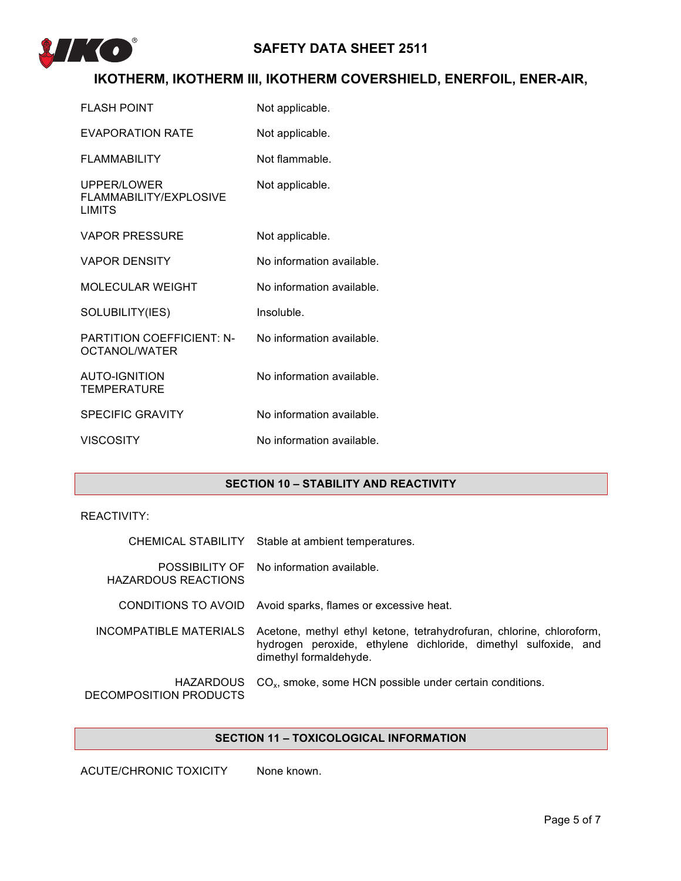| | |
|---|---|
| FLASH POINT | Not applicable. |
| EVAPORATION RATE | Not applicable. |
| FLAMMABILITY | Not flammable. |
| UPPER/LOWER FLAMMABILITY/EXPLOSIVE LIMITS | Not applicable. |
| VAPOR PRESSURE | Not applicable. |
| VAPOR DENSITY | No information available. |
| MOLECULAR WEIGHT | No information available. |
| SOLUBILITY(IES) | Insoluble. |
| PARTITION COEFFICIENT: N-OCTANOL/WATER | No information available. |
| AUTO-IGNITION TEMPERATURE | No information available. |
| SPECIFIC GRAVITY | No information available. |
| VISCOSITY | No information available. |

## SECTION 10 – STABILITY AND REACTIVITY

REACTIVITY:

| | |
|---|---|
| CHEMICAL STABILITY | Stable at ambient temperatures. |
| POSSIBILITY OF HAZARDOUS REACTIONS | No information available. |
| CONDITIONS TO AVOID | Avoid sparks, flames or excessive heat. |
| INCOMPATIBLE MATERIALS | Acetone, methyl ethyl ketone, tetrahydrofuran, chlorine, chloroform, hydrogen peroxide, ethylene dichloride, dimethyl sulfoxide, and dimethyl formaldehyde. |
| HAZARDOUS DECOMPOSITION PRODUCTS | $CO_x$, smoke, some HCN possible under certain conditions. |

## SECTION 11 – TOXICOLOGICAL INFORMATION

| | |
|---|---|
| ACUTE/CHRONIC TOXICITY | None known. |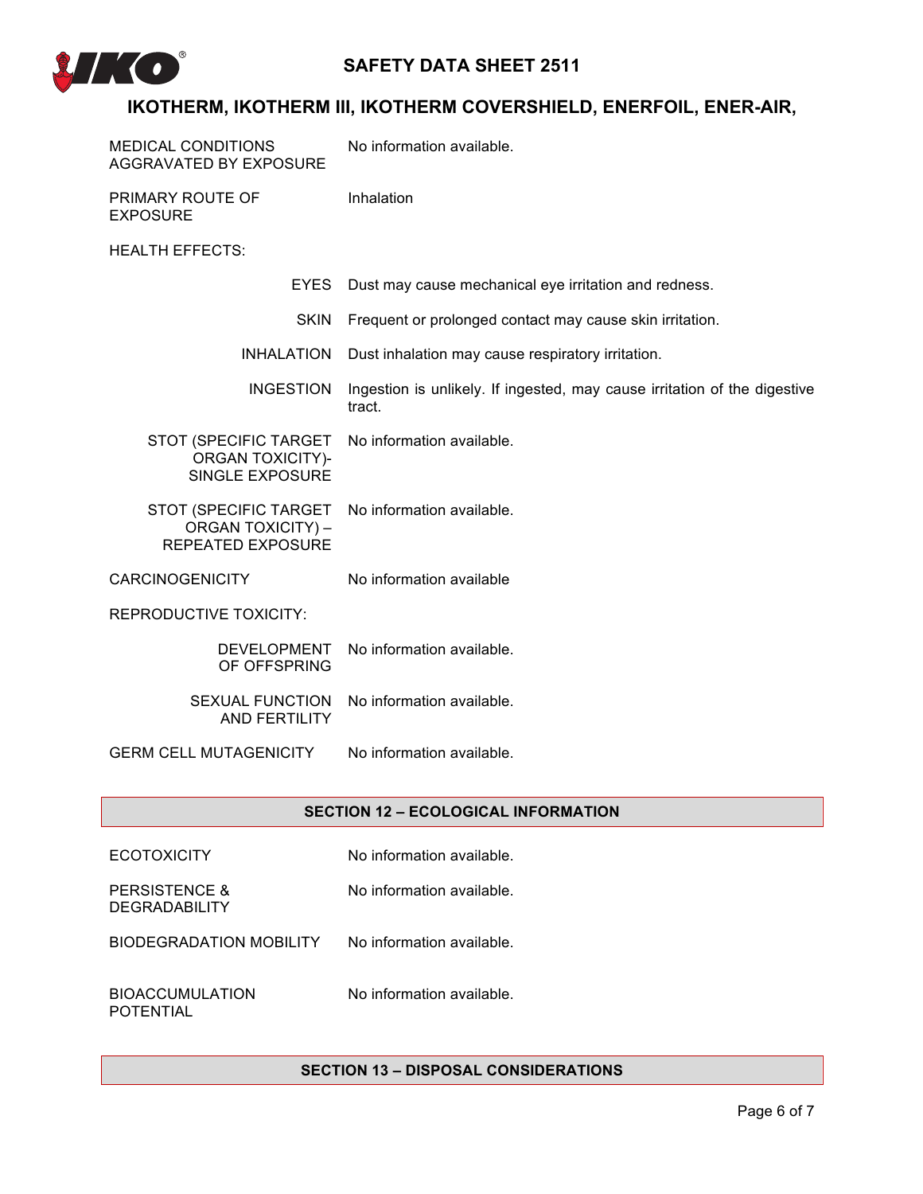| | |
|---|---|
| MEDICAL CONDITIONS AGGRAVATED BY EXPOSURE | No information available. |
| PRIMARY ROUTE OF EXPOSURE | Inhalation |
| HEALTH EFFECTS: | |
| EYES | Dust may cause mechanical eye irritation and redness. |
| SKIN | Frequent or prolonged contact may cause skin irritation. |
| INHALATION | Dust inhalation may cause respiratory irritation. |
| INGESTION | Ingestion is unlikely. If ingested, may cause irritation of the digestive tract. |
| STOT (SPECIFIC TARGET ORGAN TOXICITY)- SINGLE EXPOSURE | No information available. |
| STOT (SPECIFIC TARGET ORGAN TOXICITY) – REPEATED EXPOSURE | No information available. |
| CARCINOGENICITY | No information available |
| REPRODUCTIVE TOXICITY: | |
| DEVELOPMENT OF OFFSPRING | No information available. |
| SEXUAL FUNCTION AND FERTILITY | No information available. |
| GERM CELL MUTAGENICITY | No information available. |

## SECTION 12 – ECOLOGICAL INFORMATION

| | |
|---|---|
| ECOTOXICITY | No information available. |
| PERSISTENCE & DEGRADABILITY | No information available. |
| BIODEGRADATION MOBILITY | No information available. |
| BIOACCUMULATION POTENTIAL | No information available. |

## SECTION 13 – DISPOSAL CONSIDERATIONS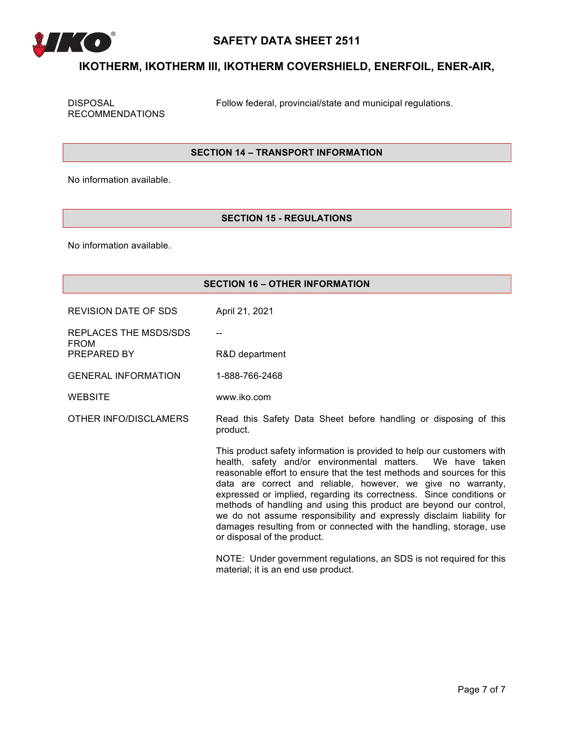DISPOSAL RECOMMENDATIONS — Follow federal, provincial/state and municipal regulations.

## SECTION 14 – TRANSPORT INFORMATION

No information available.

## SECTION 15 - REGULATIONS

No information available.

## SECTION 16 – OTHER INFORMATION

| | |
|---|---|
| REVISION DATE OF SDS | April 21, 2021 |
| REPLACES THE MSDS/SDS FROM | -- |
| PREPARED BY | R&D department |
| GENERAL INFORMATION | 1-888-766-2468 |
| WEBSITE | www.iko.com |
| OTHER INFO/DISCLAMERS | Read this Safety Data Sheet before handling or disposing of this product. |

This product safety information is provided to help our customers with health, safety and/or environmental matters. We have taken reasonable effort to ensure that the test methods and sources for this data are correct and reliable, however, we give no warranty, expressed or implied, regarding its correctness. Since conditions or methods of handling and using this product are beyond our control, we do not assume responsibility and expressly disclaim liability for damages resulting from or connected with the handling, storage, use or disposal of the product.

NOTE: Under government regulations, an SDS is not required for this material; it is an end use product.